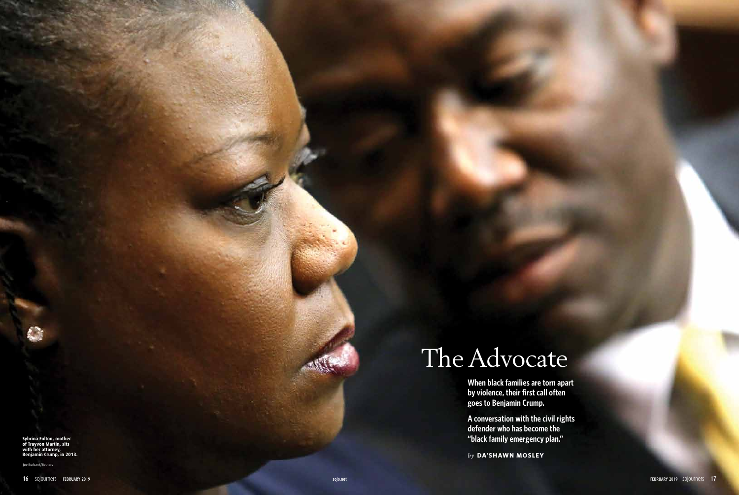# The Advocate

**When black families are torn apart by violence, their first call often goes to Benjamin Crump.**

**A conversation with the civil rights defender who has become the "black family emergency plan."**

*by* **DA'SHAWN MOSLEY**

**Sybrina Fulton, mother of Trayvon Martin, sits with her attorney, Benjamin Crump, in 2013.**

Joe Burbank/Reuters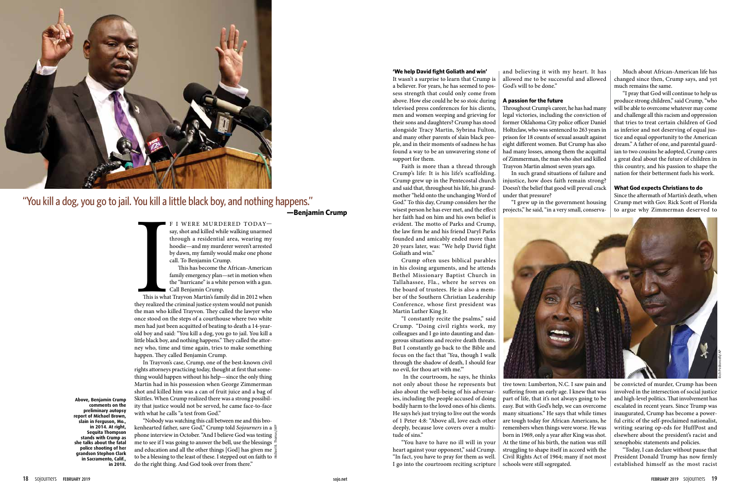"You kill a dog, you go to jail. You kill a little black boy, and nothing happens."

**—Benjamin Crump**

If I were murdered today—say, shot and killed while walking unarmed through a residential area, wearing my hoodie—and my murderer weren't arrested by dawn, my family would make one phone call. To Benjamin Crump.

This has become the African-American family emergency plan—set in motion when the "hurricane" is a white person with a gun. Call Benjamin Crump.

This is what Trayvon Martin's family did in 2012 when they realized the criminal justice system would not punish the man who killed Trayvon. They called the lawyer who once stood on the steps of a courthouse where two white men had just been acquitted of beating to death a 14-year-old boy and said: "You kill a dog, you go to jail. You kill a little black boy, and nothing happens." They called the attorney who, time and time again, tries to make something happen. They called Benjamin Crump.

In Trayvon's case, Crump, one of the best-known civil rights attorneys practicing today, thought at first that something would happen without his help—since the only thing Martin had in his possession when George Zimmerman shot and killed him was a can of fruit juice and a bag of Skittles. When Crump realized there was a strong possibility that justice would not be served, he came face-to-face with what he calls "a test from God."

"Nobody was watching this call between me and this brokenhearted father, save God," Crump told *Sojourners* in a phone interview in October. "And I believe God was testing me to see if I was going to answer the bell, use the blessings and education and all the other things [God] has given me to be a blessing to the least of these. I stepped out on faith to do the right thing. And God took over from there."

**Above, Benjamin Crump comments on the preliminary autopsy report of Michael Brown, slain in Ferguson, Mo., in 2014. At right, Sequita Thompson stands with Crump as she talks about the fatal police shooting of her grandson Stephon Clark in Sacramento, Calif., in 2018.**

## 'We help David fight Goliath and win'

It wasn't a surprise to learn that Crump is a believer. For years, he has seemed to possess strength that could only come from above. How else could he be so stoic during televised press conferences for his clients, men and women weeping and grieving for their sons and daughters? Crump has stood alongside Tracy Martin, Sybrina Fulton, and many other parents of slain black people, and in their moments of sadness he has found a way to be an unwavering stone of support for them.

Faith is more than a thread through Crump's life: It is his life's scaffolding. Crump grew up in the Pentecostal church and said that, throughout his life, his grandmother "held onto the unchanging Word of God." To this day, Crump considers her the wisest person he has ever met, and the effect her faith had on him and his own belief is evident. The motto of Parks and Crump, the law firm he and his friend Daryl Parks founded and amicably ended more than 20 years later, was: "We help David fight Goliath and win."

Crump often uses biblical parables in his closing arguments, and he attends Bethel Missionary Baptist Church in Tallahassee, Fla., where he serves on the board of trustees. He is also a member of the Southern Christian Leadership Conference, whose first president was Martin Luther King Jr.

"I constantly recite the psalms," said Crump. "Doing civil rights work, my colleagues and I go into daunting and dangerous situations and receive death threats. But I constantly go back to the Bible and focus on the fact that 'Yea, though I walk through the shadow of death, I should fear no evil, for thou art with me.'"

In the courtroom, he says, he thinks not only about those he represents but also about the well-being of his adversaries, including the people accused of doing bodily harm to the loved ones of his clients. He says he's just trying to live out the words of 1 Peter 4:8: "Above all, love each other deeply, because love covers over a multitude of sins."

"You have to have no ill will in your heart against your opponent," said Crump. "In fact, you have to pray for them as well. I go into the courtroom reciting scripture and believing it with my heart. It has allowed me to be successful and allowed God's will to be done."

## A passion for the future

Throughout Crump's career, he has had many legal victories, including the conviction of former Oklahoma City police officer Daniel Holtzclaw, who was sentenced to 263 years in prison for 18 counts of sexual assault against eight different women. But Crump has also had many losses, among them the acquittal of Zimmerman, the man who shot and killed Trayvon Martin almost seven years ago.

In such grand situations of failure and injustice, how does faith remain strong? Doesn't the belief that good will prevail crack under that pressure?

"I grew up in the government housing projects," he said, "in a very small, conservative town: Lumberton, N.C. I saw pain and suffering from an early age. I knew that was part of life, that it's not always going to be easy. But with God's help, we can overcome many situations." He says that while times are tough today for African Americans, he remembers when things were worse. He was born in 1969, only a year after King was shot. At the time of his birth, the nation was still struggling to shape itself in accord with the Civil Rights Act of 1964; many if not most schools were still segregated.

Much about African-American life has changed since then, Crump says, and yet much remains the same.

"I pray that God will continue to help us produce strong children," said Crump, "who will be able to overcome whatever may come and challenge all this racism and oppression that tries to treat certain children of God as inferior and not deserving of equal justice and equal opportunity to the American dream." A father of one, and parental guardian to two cousins he adopted, Crump cares a great deal about the future of children in this country, and his passion to shape the nation for their betterment fuels his work.

## What God expects Christians to do

Since the aftermath of Martin's death, when Crump met with Gov. Rick Scott of Florida to argue why Zimmerman deserved to be convicted of murder, Crump has been involved in the intersection of social justice and high-level politics. That involvement has escalated in recent years. Since Trump was inaugurated, Crump has become a powerful critic of the self-proclaimed nationalist, writing searing op-eds for HuffPost and elsewhere about the president's racist and xenophobic statements and policies.

"Today, I can declare without pause that President Donald Trump has now firmly established himself as the most racist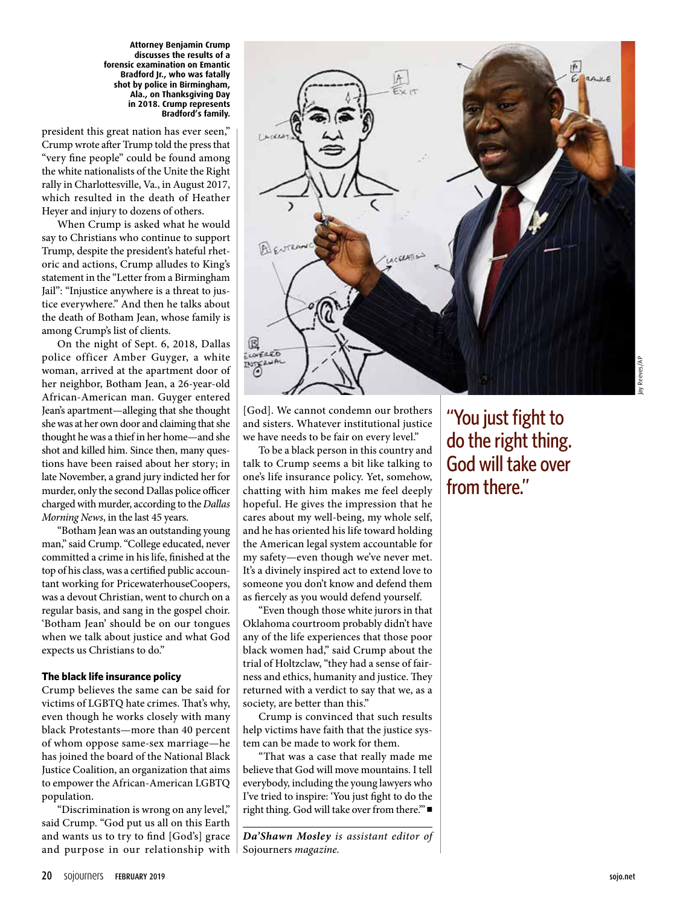Attorney Benjamin Crump discusses the results of a forensic examination on Emantic Bradford Jr., who was fatally shot by police in Birmingham, Ala., on Thanksgiving Day in 2018. Crump represents Bradford's family.

president this great nation has ever seen," Crump wrote after Trump told the press that "very fine people" could be found among the white nationalists of the Unite the Right rally in Charlottesville, Va., in August 2017, which resulted in the death of Heather Heyer and injury to dozens of others.

When Crump is asked what he would say to Christians who continue to support Trump, despite the president's hateful rhetoric and actions, Crump alludes to King's statement in the "Letter from a Birmingham Jail": "Injustice anywhere is a threat to justice everywhere." And then he talks about the death of Botham Jean, whose family is among Crump's list of clients.

On the night of Sept. 6, 2018, Dallas police officer Amber Guyger, a white woman, arrived at the apartment door of her neighbor, Botham Jean, a 26-year-old African-American man. Guyger entered Jean's apartment—alleging that she thought she was at her own door and claiming that she thought he was a thief in her home—and she shot and killed him. Since then, many questions have been raised about her story; in late November, a grand jury indicted her for murder, only the second Dallas police officer charged with murder, according to the *Dallas Morning News*, in the last 45 years.

"Botham Jean was an outstanding young man," said Crump. "College educated, never committed a crime in his life, finished at the top of his class, was a certified public accountant working for PricewaterhouseCoopers, was a devout Christian, went to church on a regular basis, and sang in the gospel choir. 'Botham Jean' should be on our tongues when we talk about justice and what God expects us Christians to do."

### The black life insurance policy

Crump believes the same can be said for victims of LGBTQ hate crimes. That's why, even though he works closely with many black Protestants—more than 40 percent of whom oppose same-sex marriage—he has joined the board of the National Black Justice Coalition, an organization that aims to empower the African-American LGBTQ population.

"Discrimination is wrong on any level," said Crump. "God put us all on this Earth and wants us to try to find [God's] grace and purpose in our relationship with [God]. We cannot condemn our brothers and sisters. Whatever institutional justice we have needs to be fair on every level."

To be a black person in this country and talk to Crump seems a bit like talking to one's life insurance policy. Yet, somehow, chatting with him makes me feel deeply hopeful. He gives the impression that he cares about my well-being, my whole self, and he has oriented his life toward holding the American legal system accountable for my safety—even though we've never met. It's a divinely inspired act to extend love to someone you don't know and defend them as fiercely as you would defend yourself.

"Even though those white jurors in that Oklahoma courtroom probably didn't have any of the life experiences that those poor black women had," said Crump about the trial of Holtzclaw, "they had a sense of fairness and ethics, humanity and justice. They returned with a verdict to say that we, as a society, are better than this."

Crump is convinced that such results help victims have faith that the justice system can be made to work for them.

"That was a case that really made me believe that God will move mountains. I tell everybody, including the young lawyers who I've tried to inspire: 'You just fight to do the right thing. God will take over from there.'" ■

> "You just fight to do the right thing. God will take over from there."

***Da'Shawn Mosley** is assistant editor of* Sojourners *magazine.*